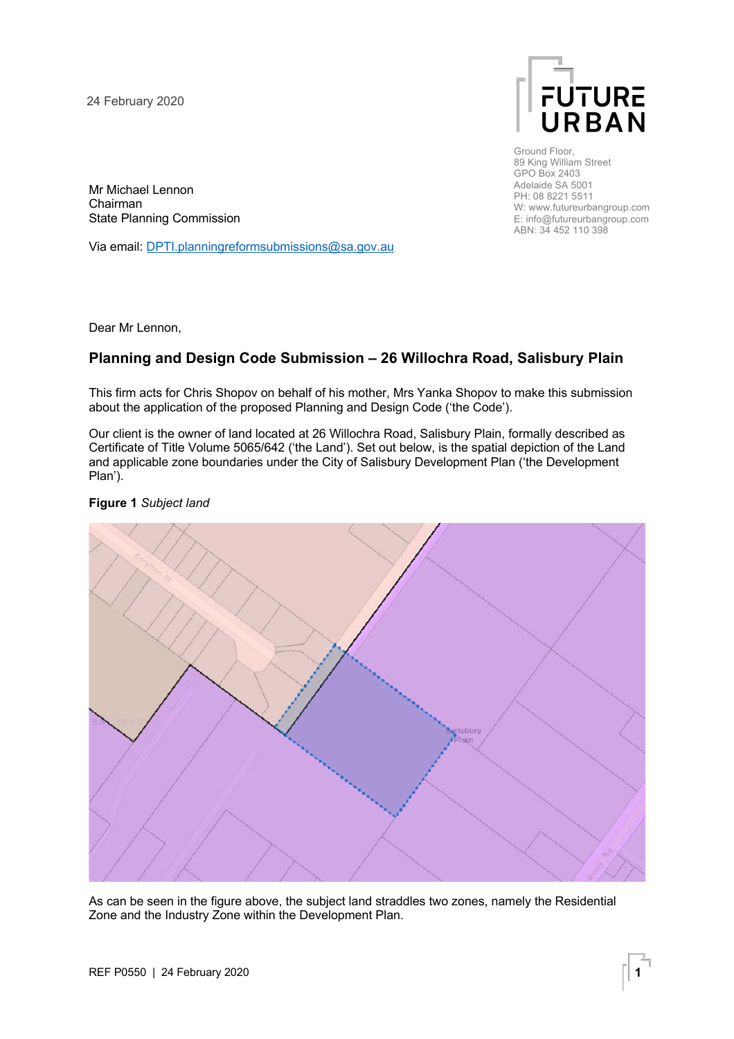24 February 2020

FUTURE URBAN

Ground Floor,
89 King William Street
GPO Box 2403
Adelaide SA 5001
PH: 08 8221 5511
W: www.futureurbangroup.com
E: info@futureurbangroup.com
ABN: 34 452 110 398

Mr Michael Lennon
Chairman
State Planning Commission

Via email: DPTI.planningreformsubmissions@sa.gov.au

Dear Mr Lennon,

## Planning and Design Code Submission – 26 Willochra Road, Salisbury Plain

This firm acts for Chris Shopov on behalf of his mother, Mrs Yanka Shopov to make this submission about the application of the proposed Planning and Design Code ('the Code').

Our client is the owner of land located at 26 Willochra Road, Salisbury Plain, formally described as Certificate of Title Volume 5065/642 ('the Land'). Set out below, is the spatial depiction of the Land and applicable zone boundaries under the City of Salisbury Development Plan ('the Development Plan').

**Figure 1** *Subject land*

As can be seen in the figure above, the subject land straddles two zones, namely the Residential Zone and the Industry Zone within the Development Plan.

REF P0550 | 24 February 2020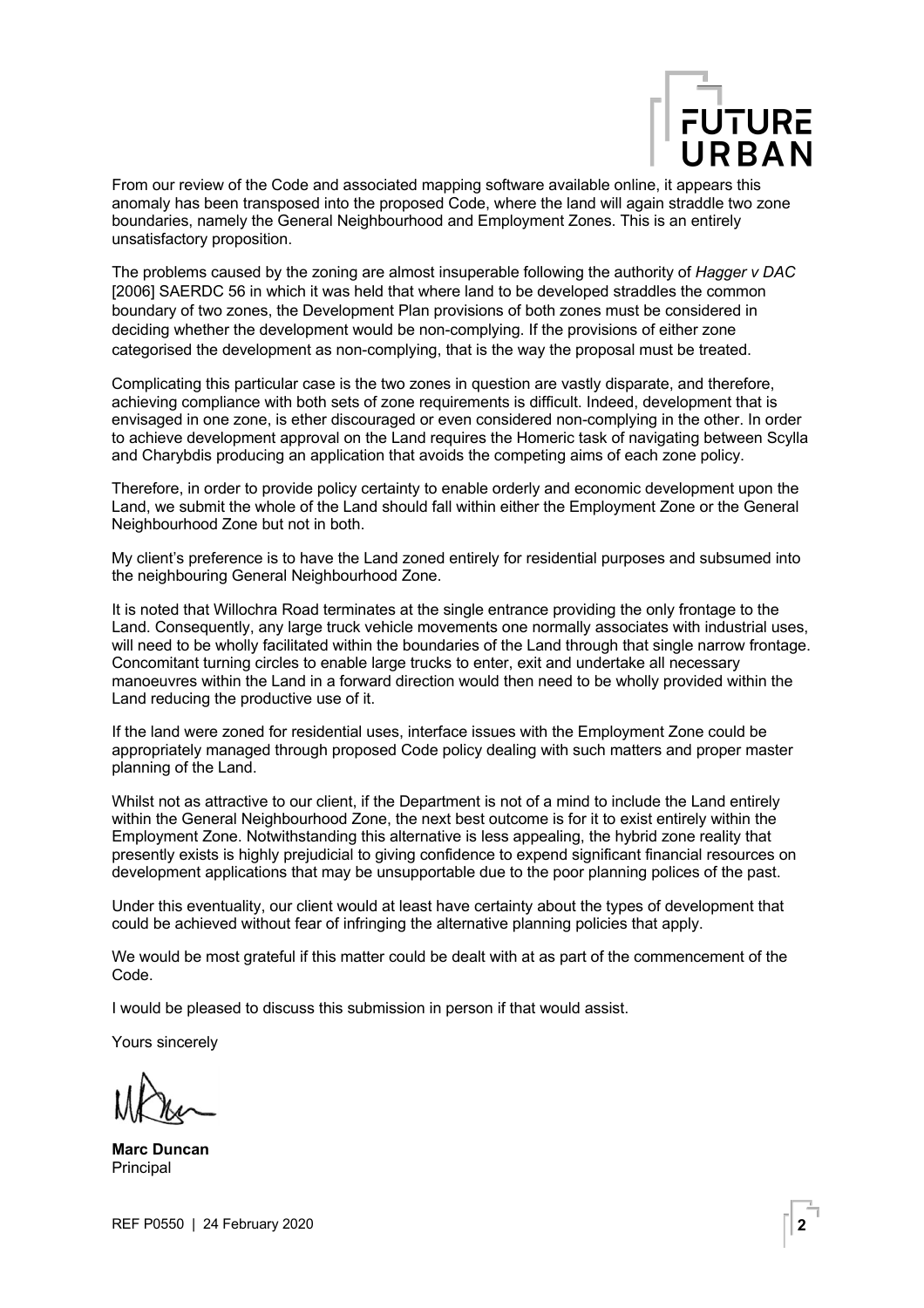From our review of the Code and associated mapping software available online, it appears this anomaly has been transposed into the proposed Code, where the land will again straddle two zone boundaries, namely the General Neighbourhood and Employment Zones. This is an entirely unsatisfactory proposition.

The problems caused by the zoning are almost insuperable following the authority of *Hagger v DAC* [2006] SAERDC 56 in which it was held that where land to be developed straddles the common boundary of two zones, the Development Plan provisions of both zones must be considered in deciding whether the development would be non-complying. If the provisions of either zone categorised the development as non-complying, that is the way the proposal must be treated.

Complicating this particular case is the two zones in question are vastly disparate, and therefore, achieving compliance with both sets of zone requirements is difficult. Indeed, development that is envisaged in one zone, is either discouraged or even considered non-complying in the other. In order to achieve development approval on the Land requires the Homeric task of navigating between Scylla and Charybdis producing an application that avoids the competing aims of each zone policy.

Therefore, in order to provide policy certainty to enable orderly and economic development upon the Land, we submit the whole of the Land should fall within either the Employment Zone or the General Neighbourhood Zone but not in both.

My client's preference is to have the Land zoned entirely for residential purposes and subsumed into the neighbouring General Neighbourhood Zone.

It is noted that Willochra Road terminates at the single entrance providing the only frontage to the Land. Consequently, any large truck vehicle movements one normally associates with industrial uses, will need to be wholly facilitated within the boundaries of the Land through that single narrow frontage. Concomitant turning circles to enable large trucks to enter, exit and undertake all necessary manoeuvres within the Land in a forward direction would then need to be wholly provided within the Land reducing the productive use of it.

If the land were zoned for residential uses, interface issues with the Employment Zone could be appropriately managed through proposed Code policy dealing with such matters and proper master planning of the Land.

Whilst not as attractive to our client, if the Department is not of a mind to include the Land entirely within the General Neighbourhood Zone, the next best outcome is for it to exist entirely within the Employment Zone. Notwithstanding this alternative is less appealing, the hybrid zone reality that presently exists is highly prejudicial to giving confidence to expend significant financial resources on development applications that may be unsupportable due to the poor planning polices of the past.

Under this eventuality, our client would at least have certainty about the types of development that could be achieved without fear of infringing the alternative planning policies that apply.

We would be most grateful if this matter could be dealt with at as part of the commencement of the Code.

I would be pleased to discuss this submission in person if that would assist.

Yours sincerely

**Marc Duncan**
Principal

REF P0550 | 24 February 2020